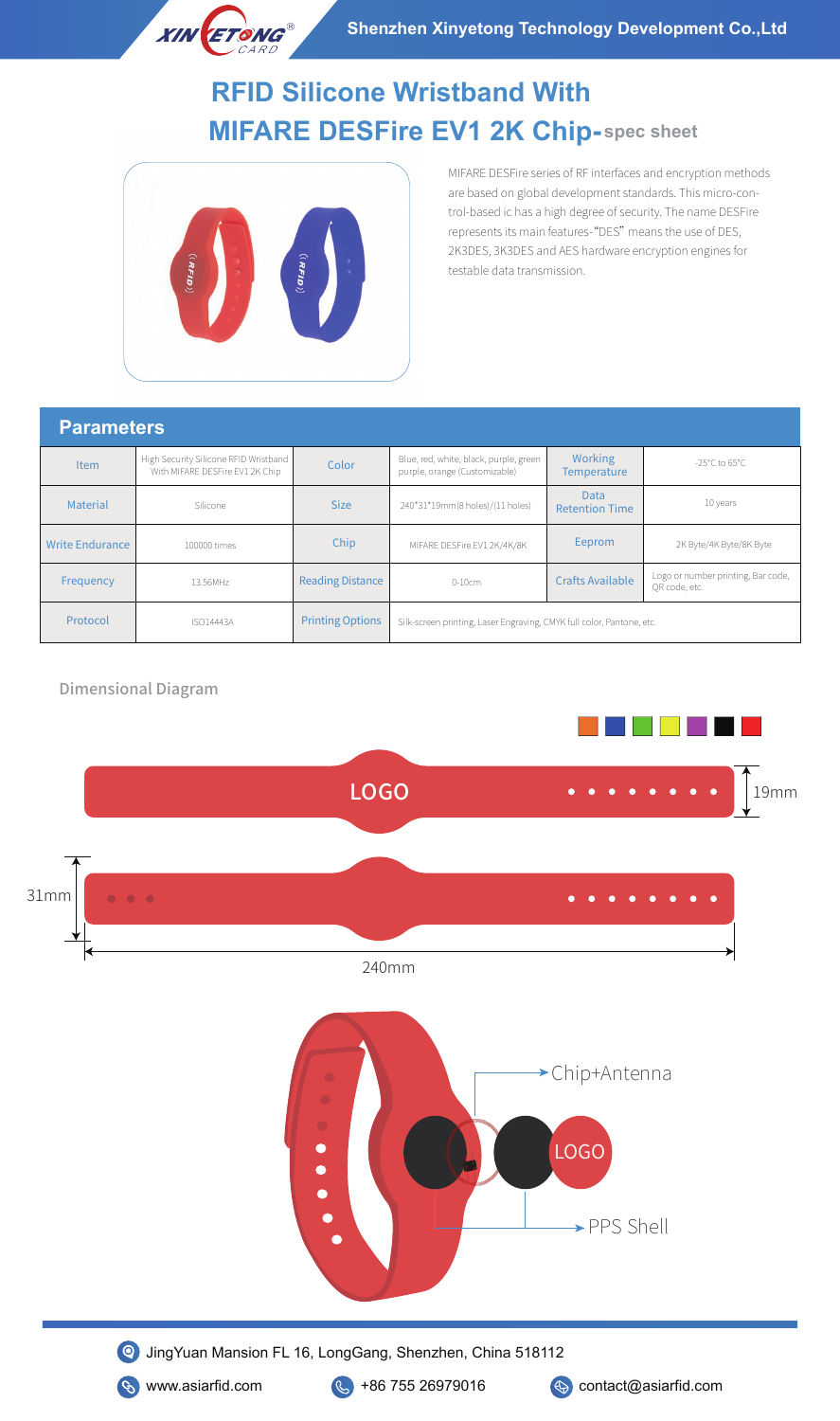Shenzhen Xinyetong Technology Development Co.,Ltd

# RFID Silicone Wristband With MIFARE DESFire EV1 2K Chip- spec sheet

MIFARE DESFire series of RF interfaces and encryption methods are based on global development standards. This micro-control-based ic has a high degree of security. The name DESFire represents its main features-"DES" means the use of DES, 2K3DES, 3K3DES and AES hardware encryption engines for testable data transmission.

## Parameters

| Item | High Security Silicone RFID Wristband With MIFARE DESFire EV1 2K Chip | Color | Blue, red, white, black, purple, green purple, orange (Customizable) | Working Temperature | -25°C to 65°C |
|---|---|---|---|---|---|
| Material | Silicone | Size | 240*31*19mm(8 holes)/(11 holes) | Data Retention Time | 10 years |
| Write Endurance | 100000 times | Chip | MIFARE DESFire EV1 2K/4K/8K | Eeprom | 2K Byte/4K Byte/8K Byte |
| Frequency | 13.56MHz | Reading Distance | 0-10cm | Crafts Available | Logo or number printing, Bar code, QR code, etc. |
| Protocol | ISO14443A | Printing Options | Silk-screen printing, Laser Engraving, CMYK full color, Pantone, etc. | | |

## Dimensional Diagram

LOGO

19mm

31mm

240mm

Chip+Antenna

LOGO

PPS Shell

JingYuan Mansion FL 16, LongGang, Shenzhen, China 518112

www.asiarfid.com

+86 755 26979016

contact@asiarfid.com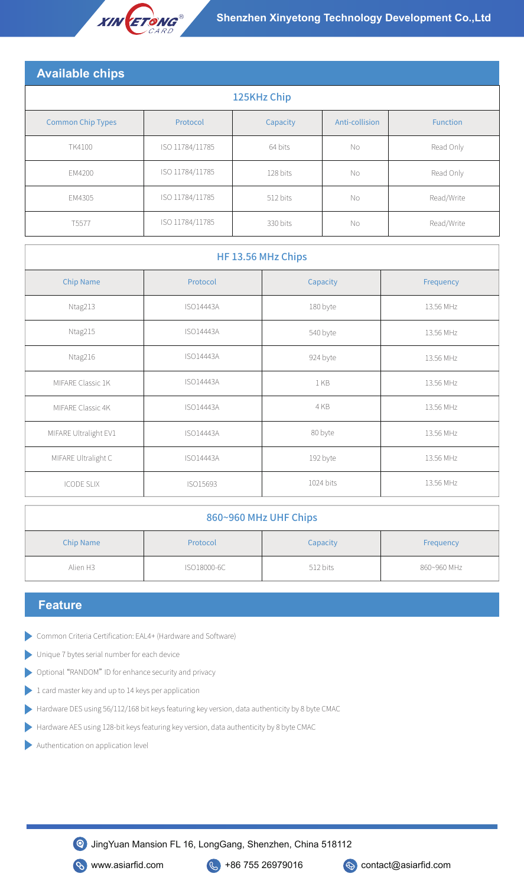## Available chips

### 125KHz Chip

| Common Chip Types | Protocol | Capacity | Anti-collision | Function |
|---|---|---|---|---|
| TK4100 | ISO 11784/11785 | 64 bits | No | Read Only |
| EM4200 | ISO 11784/11785 | 128 bits | No | Read Only |
| EM4305 | ISO 11784/11785 | 512 bits | No | Read/Write |
| T5577 | ISO 11784/11785 | 330 bits | No | Read/Write |

### HF 13.56 MHz Chips

| Chip Name | Protocol | Capacity | Frequency |
|---|---|---|---|
| Ntag213 | ISO14443A | 180 byte | 13.56 MHz |
| Ntag215 | ISO14443A | 540 byte | 13.56 MHz |
| Ntag216 | ISO14443A | 924 byte | 13.56 MHz |
| MIFARE Classic 1K | ISO14443A | 1 KB | 13.56 MHz |
| MIFARE Classic 4K | ISO14443A | 4 KB | 13.56 MHz |
| MIFARE Ultralight EV1 | ISO14443A | 80 byte | 13.56 MHz |
| MIFARE Ultralight C | ISO14443A | 192 byte | 13.56 MHz |
| ICODE SLIX | ISO15693 | 1024 bits | 13.56 MHz |

### 860~960 MHz UHF Chips

| Chip Name | Protocol | Capacity | Frequency |
|---|---|---|---|
| Alien H3 | ISO18000-6C | 512 bits | 860~960 MHz |

## Feature

- Common Criteria Certification: EAL4+ (Hardware and Software)
- Unique 7 bytes serial number for each device
- Optional "RANDOM" ID for enhance security and privacy
- 1 card master key and up to 14 keys per application
- Hardware DES using 56/112/168 bit keys featuring key version, data authenticity by 8 byte CMAC
- Hardware AES using 128-bit keys featuring key version, data authenticity by 8 byte CMAC
- Authentication on application level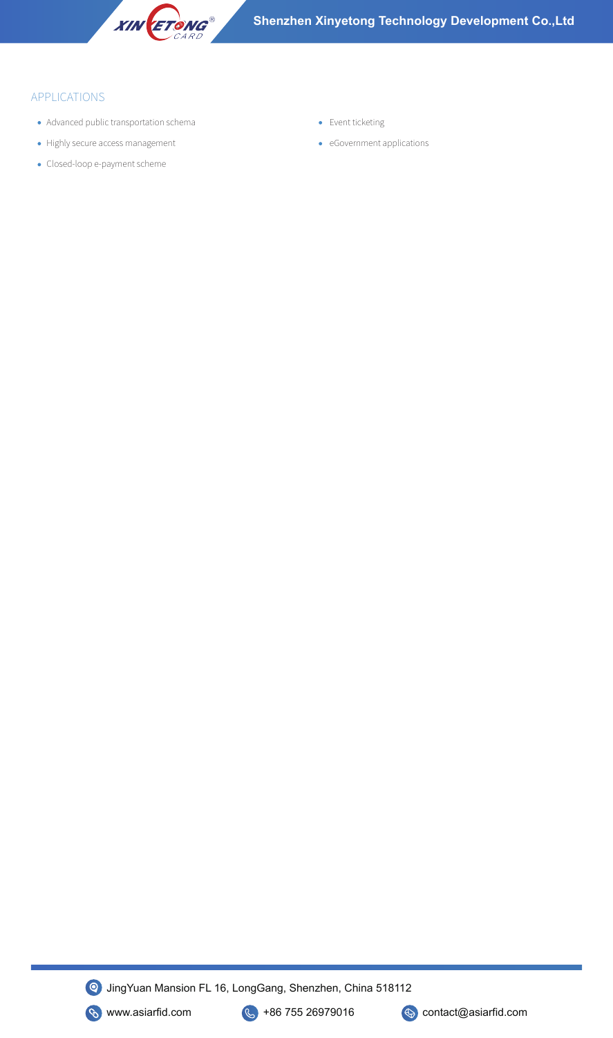## APPLICATIONS

- Advanced public transportation schema
- Highly secure access management
- Closed-loop e-payment scheme
- Event ticketing
- eGovernment applications